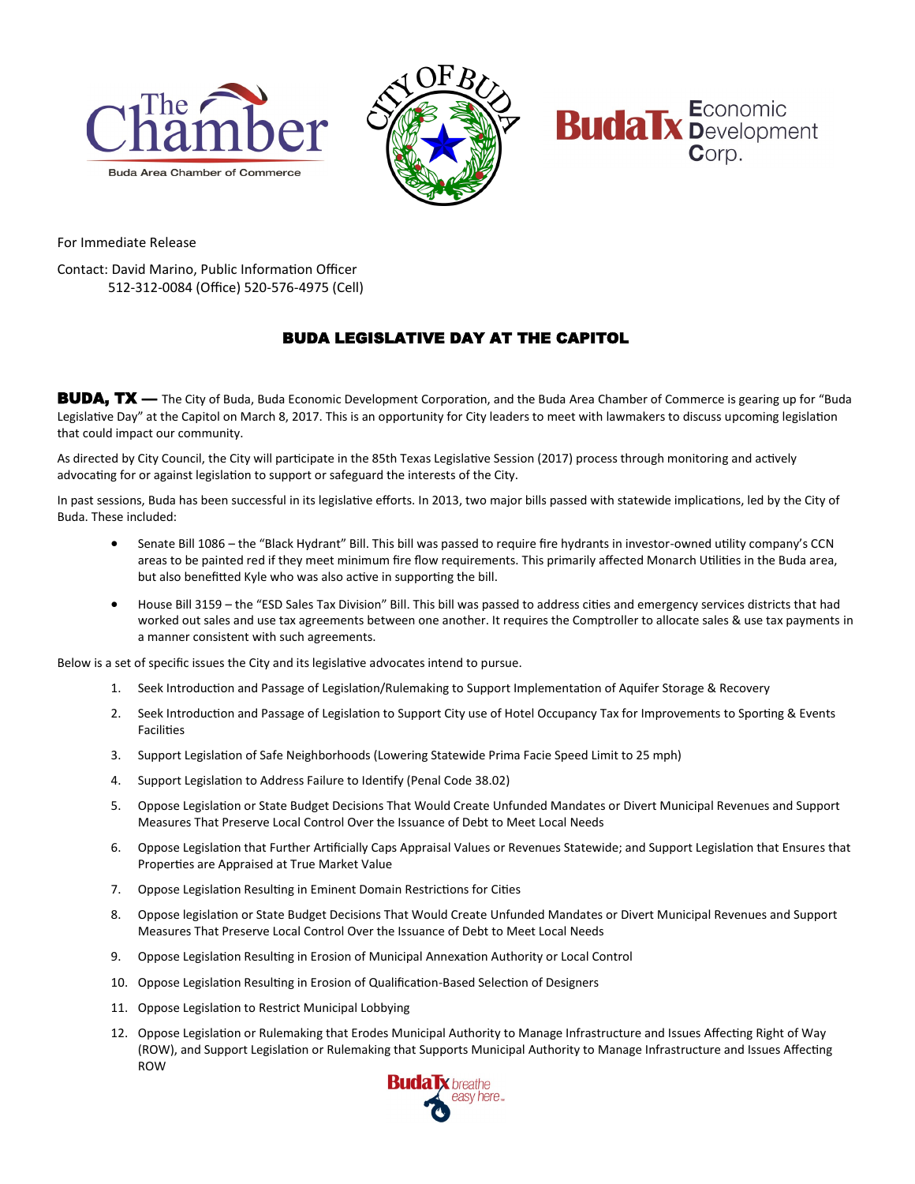For Immediate Release

Contact: David Marino, Public Information Officer
512-312-0084 (Office) 520-576-4975 (Cell)

# BUDA LEGISLATIVE DAY AT THE CAPITOL

**BUDA, TX —** The City of Buda, Buda Economic Development Corporation, and the Buda Area Chamber of Commerce is gearing up for "Buda Legislative Day" at the Capitol on March 8, 2017. This is an opportunity for City leaders to meet with lawmakers to discuss upcoming legislation that could impact our community.

As directed by City Council, the City will participate in the 85th Texas Legislative Session (2017) process through monitoring and actively advocating for or against legislation to support or safeguard the interests of the City.

In past sessions, Buda has been successful in its legislative efforts. In 2013, two major bills passed with statewide implications, led by the City of Buda. These included:

- Senate Bill 1086 – the "Black Hydrant" Bill. This bill was passed to require fire hydrants in investor-owned utility company's CCN areas to be painted red if they meet minimum fire flow requirements. This primarily affected Monarch Utilities in the Buda area, but also benefitted Kyle who was also active in supporting the bill.
- House Bill 3159 – the "ESD Sales Tax Division" Bill. This bill was passed to address cities and emergency services districts that had worked out sales and use tax agreements between one another. It requires the Comptroller to allocate sales & use tax payments in a manner consistent with such agreements.

Below is a set of specific issues the City and its legislative advocates intend to pursue.

1. Seek Introduction and Passage of Legislation/Rulemaking to Support Implementation of Aquifer Storage & Recovery
2. Seek Introduction and Passage of Legislation to Support City use of Hotel Occupancy Tax for Improvements to Sporting & Events Facilities
3. Support Legislation of Safe Neighborhoods (Lowering Statewide Prima Facie Speed Limit to 25 mph)
4. Support Legislation to Address Failure to Identify (Penal Code 38.02)
5. Oppose Legislation or State Budget Decisions That Would Create Unfunded Mandates or Divert Municipal Revenues and Support Measures That Preserve Local Control Over the Issuance of Debt to Meet Local Needs
6. Oppose Legislation that Further Artificially Caps Appraisal Values or Revenues Statewide; and Support Legislation that Ensures that Properties are Appraised at True Market Value
7. Oppose Legislation Resulting in Eminent Domain Restrictions for Cities
8. Oppose legislation or State Budget Decisions That Would Create Unfunded Mandates or Divert Municipal Revenues and Support Measures That Preserve Local Control Over the Issuance of Debt to Meet Local Needs
9. Oppose Legislation Resulting in Erosion of Municipal Annexation Authority or Local Control
10. Oppose Legislation Resulting in Erosion of Qualification-Based Selection of Designers
11. Oppose Legislation to Restrict Municipal Lobbying
12. Oppose Legislation or Rulemaking that Erodes Municipal Authority to Manage Infrastructure and Issues Affecting Right of Way (ROW), and Support Legislation or Rulemaking that Supports Municipal Authority to Manage Infrastructure and Issues Affecting ROW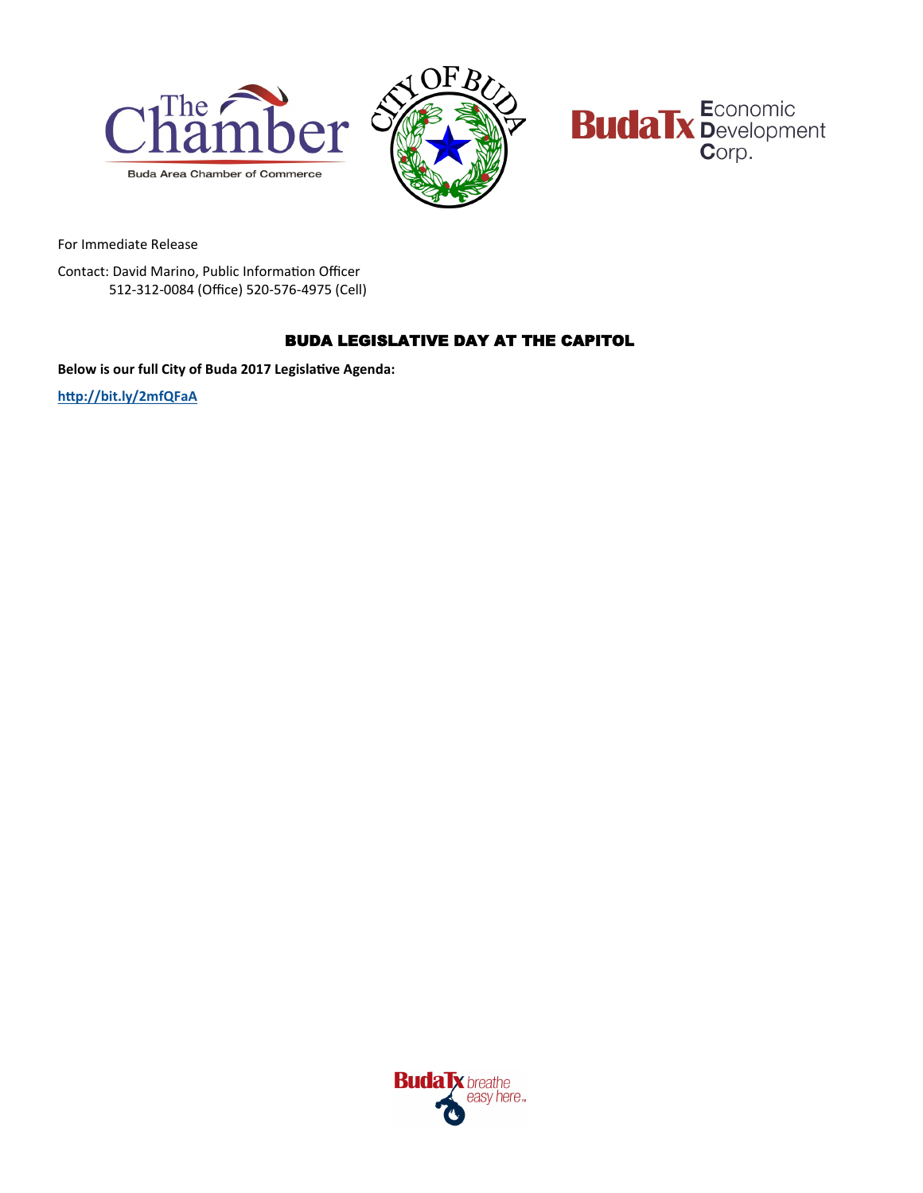For Immediate Release

Contact: David Marino, Public Information Officer
512-312-0084 (Office) 520-576-4975 (Cell)

## BUDA LEGISLATIVE DAY AT THE CAPITOL

**Below is our full City of Buda 2017 Legislative Agenda:**

**http://bit.ly/2mfQFaA**